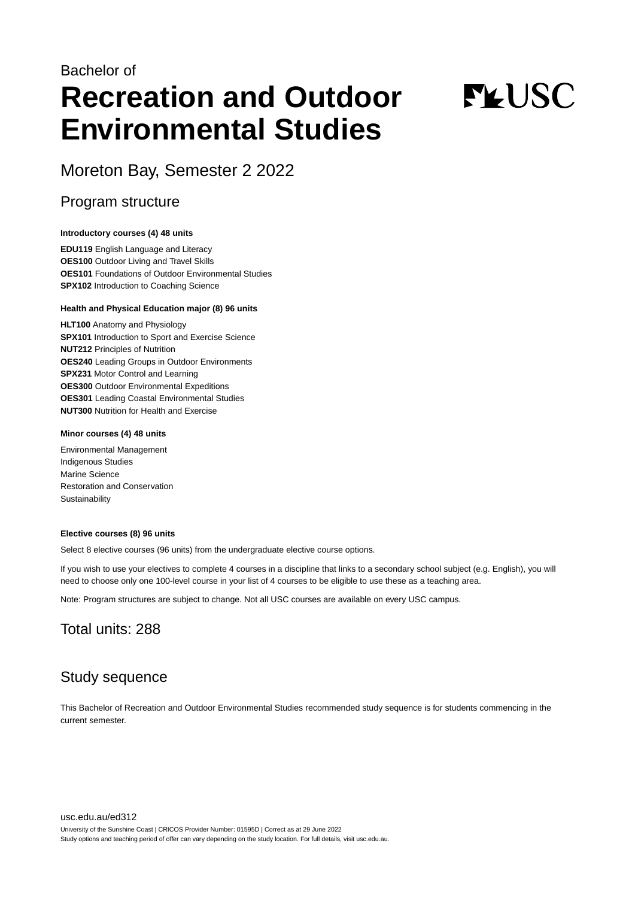Bachelor of

# Recreation and Outdoor Environmental Studies

## Moreton Bay, Semester 2 2022

## Program structure

**Introductory courses (4) 48 units**

**EDU119** English Language and Literacy
**OES100** Outdoor Living and Travel Skills
**OES101** Foundations of Outdoor Environmental Studies
**SPX102** Introduction to Coaching Science

**Health and Physical Education major (8) 96 units**

**HLT100** Anatomy and Physiology
**SPX101** Introduction to Sport and Exercise Science
**NUT212** Principles of Nutrition
**OES240** Leading Groups in Outdoor Environments
**SPX231** Motor Control and Learning
**OES300** Outdoor Environmental Expeditions
**OES301** Leading Coastal Environmental Studies
**NUT300** Nutrition for Health and Exercise

**Minor courses (4) 48 units**

Environmental Management
Indigenous Studies
Marine Science
Restoration and Conservation
Sustainability

**Elective courses (8) 96 units**

Select 8 elective courses (96 units) from the undergraduate elective course options.

If you wish to use your electives to complete 4 courses in a discipline that links to a secondary school subject (e.g. English), you will need to choose only one 100-level course in your list of 4 courses to be eligible to use these as a teaching area.

Note: Program structures are subject to change. Not all USC courses are available on every USC campus.

## Total units: 288

## Study sequence

This Bachelor of Recreation and Outdoor Environmental Studies recommended study sequence is for students commencing in the current semester.

usc.edu.au/ed312

University of the Sunshine Coast | CRICOS Provider Number: 01595D | Correct as at 29 June 2022
Study options and teaching period of offer can vary depending on the study location. For full details, visit usc.edu.au.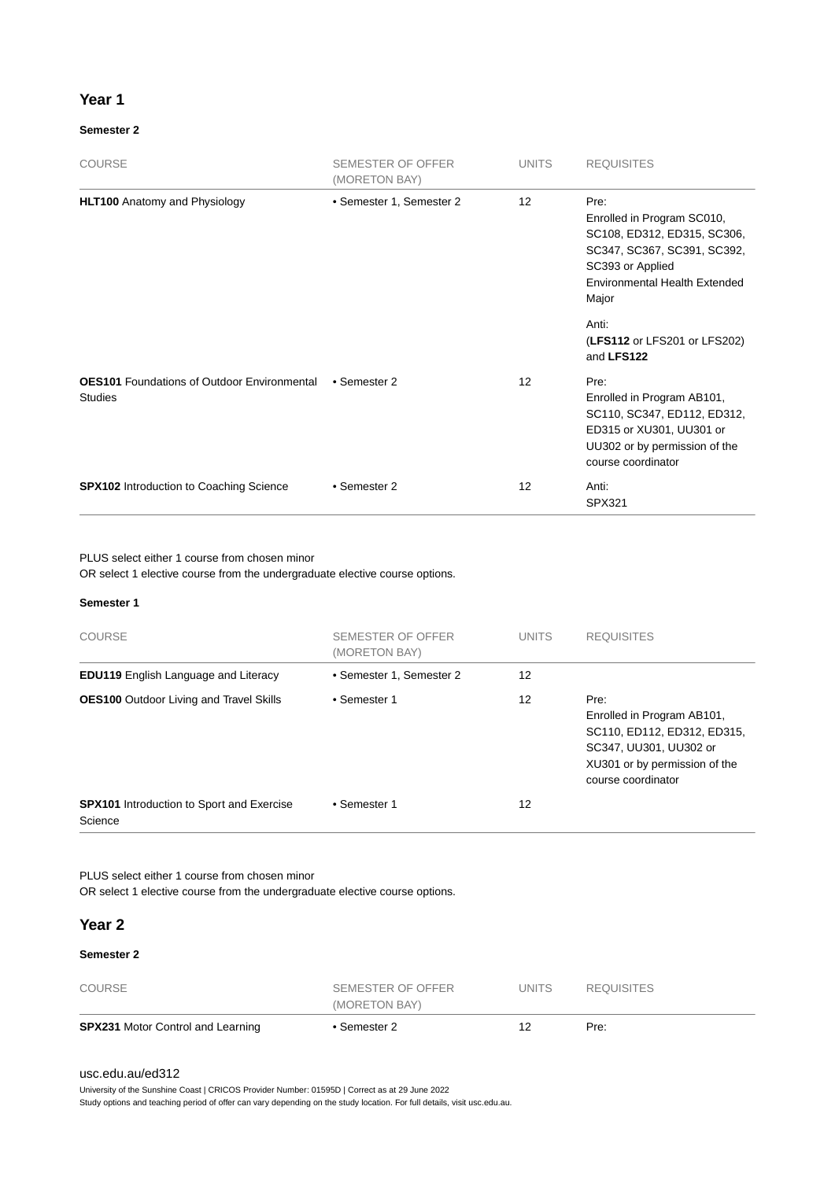## Year 1

### Semester 2

| COURSE | SEMESTER OF OFFER (MORETON BAY) | UNITS | REQUISITES |
|---|---|---|---|
| **HLT100** Anatomy and Physiology | • Semester 1, Semester 2 | 12 | Pre: Enrolled in Program SC010, SC108, ED312, ED315, SC306, SC347, SC367, SC391, SC392, SC393 or Applied Environmental Health Extended Major<br><br>Anti: (**LFS112** or LFS201 or LFS202) and **LFS122** |
| **OES101** Foundations of Outdoor Environmental Studies | • Semester 2 | 12 | Pre: Enrolled in Program AB101, SC110, SC347, ED112, ED312, ED315 or XU301, UU301 or UU302 or by permission of the course coordinator |
| **SPX102** Introduction to Coaching Science | • Semester 2 | 12 | Anti: SPX321 |

PLUS select either 1 course from chosen minor
OR select 1 elective course from the undergraduate elective course options.

### Semester 1

| COURSE | SEMESTER OF OFFER (MORETON BAY) | UNITS | REQUISITES |
|---|---|---|---|
| **EDU119** English Language and Literacy | • Semester 1, Semester 2 | 12 | |
| **OES100** Outdoor Living and Travel Skills | • Semester 1 | 12 | Pre: Enrolled in Program AB101, SC110, ED112, ED312, ED315, SC347, UU301, UU302 or XU301 or by permission of the course coordinator |
| **SPX101** Introduction to Sport and Exercise Science | • Semester 1 | 12 | |

PLUS select either 1 course from chosen minor
OR select 1 elective course from the undergraduate elective course options.

## Year 2

### Semester 2

| COURSE | SEMESTER OF OFFER (MORETON BAY) | UNITS | REQUISITES |
|---|---|---|---|
| **SPX231** Motor Control and Learning | • Semester 2 | 12 | Pre: |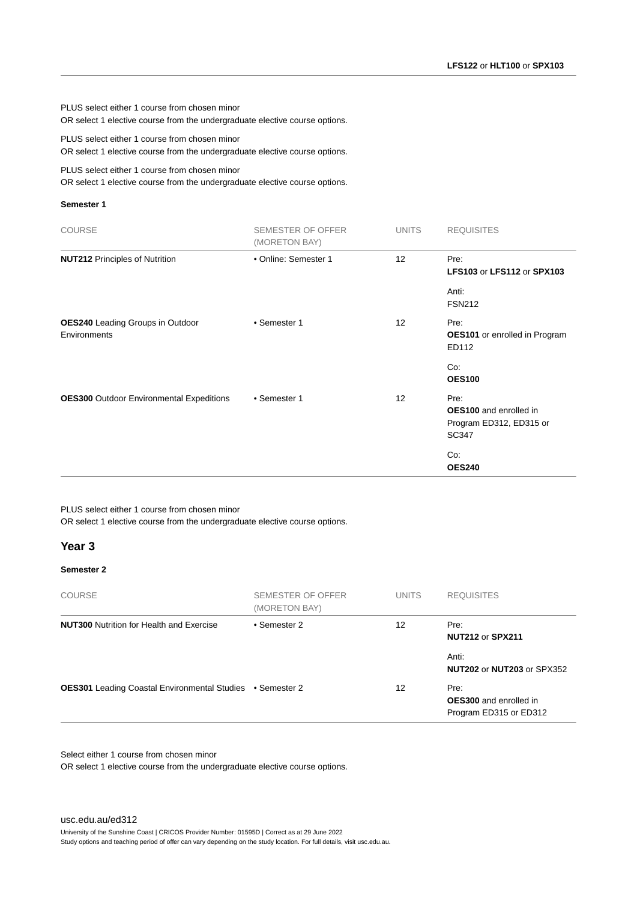**LFS122** or **HLT100** or **SPX103**

PLUS select either 1 course from chosen minor
OR select 1 elective course from the undergraduate elective course options.

PLUS select either 1 course from chosen minor
OR select 1 elective course from the undergraduate elective course options.

PLUS select either 1 course from chosen minor
OR select 1 elective course from the undergraduate elective course options.

**Semester 1**

| COURSE | SEMESTER OF OFFER (MORETON BAY) | UNITS | REQUISITES |
|---|---|---|---|
| **NUT212** Principles of Nutrition | • Online: Semester 1 | 12 | Pre: **LFS103** or **LFS112** or **SPX103**<br><br>Anti: FSN212 |
| **OES240** Leading Groups in Outdoor Environments | • Semester 1 | 12 | Pre: **OES101** or enrolled in Program ED112<br><br>Co: **OES100** |
| **OES300** Outdoor Environmental Expeditions | • Semester 1 | 12 | Pre: **OES100** and enrolled in Program ED312, ED315 or SC347<br><br>Co: **OES240** |

PLUS select either 1 course from chosen minor
OR select 1 elective course from the undergraduate elective course options.

## Year 3

**Semester 2**

| COURSE | SEMESTER OF OFFER (MORETON BAY) | UNITS | REQUISITES |
|---|---|---|---|
| **NUT300** Nutrition for Health and Exercise | • Semester 2 | 12 | Pre: **NUT212** or **SPX211**<br><br>Anti: **NUT202** or **NUT203** or SPX352 |
| **OES301** Leading Coastal Environmental Studies | • Semester 2 | 12 | Pre: **OES300** and enrolled in Program ED315 or ED312 |

Select either 1 course from chosen minor
OR select 1 elective course from the undergraduate elective course options.

usc.edu.au/ed312

University of the Sunshine Coast | CRICOS Provider Number: 01595D | Correct as at 29 June 2022
Study options and teaching period of offer can vary depending on the study location. For full details, visit usc.edu.au.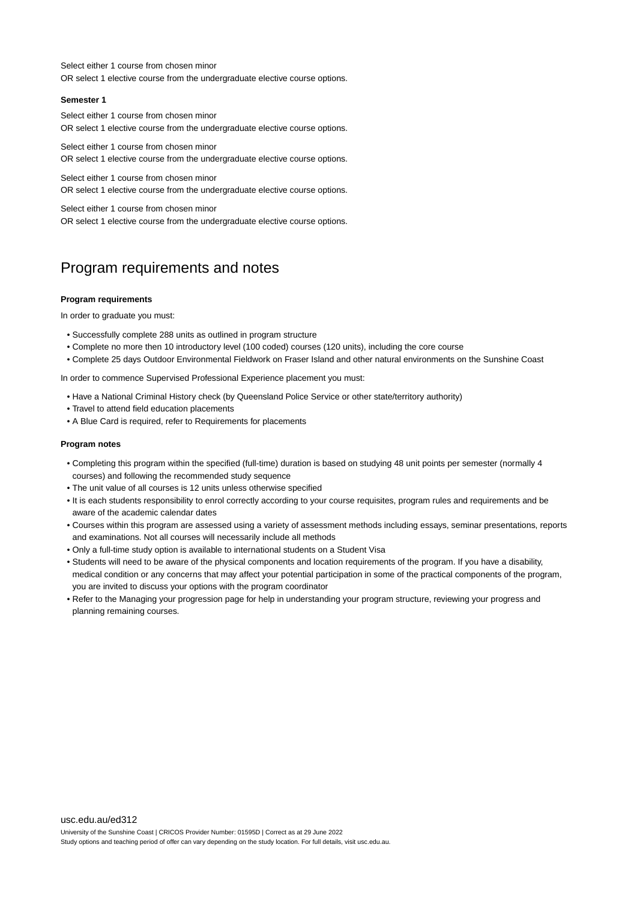Select either 1 course from chosen minor
OR select 1 elective course from the undergraduate elective course options.

**Semester 1**

Select either 1 course from chosen minor
OR select 1 elective course from the undergraduate elective course options.

Select either 1 course from chosen minor
OR select 1 elective course from the undergraduate elective course options.

Select either 1 course from chosen minor
OR select 1 elective course from the undergraduate elective course options.

Select either 1 course from chosen minor
OR select 1 elective course from the undergraduate elective course options.

## Program requirements and notes

**Program requirements**

In order to graduate you must:

- Successfully complete 288 units as outlined in program structure
- Complete no more then 10 introductory level (100 coded) courses (120 units), including the core course
- Complete 25 days Outdoor Environmental Fieldwork on Fraser Island and other natural environments on the Sunshine Coast

In order to commence Supervised Professional Experience placement you must:

- Have a National Criminal History check (by Queensland Police Service or other state/territory authority)
- Travel to attend field education placements
- A Blue Card is required, refer to Requirements for placements

**Program notes**

- Completing this program within the specified (full-time) duration is based on studying 48 unit points per semester (normally 4 courses) and following the recommended study sequence
- The unit value of all courses is 12 units unless otherwise specified
- It is each students responsibility to enrol correctly according to your course requisites, program rules and requirements and be aware of the academic calendar dates
- Courses within this program are assessed using a variety of assessment methods including essays, seminar presentations, reports and examinations. Not all courses will necessarily include all methods
- Only a full-time study option is available to international students on a Student Visa
- Students will need to be aware of the physical components and location requirements of the program. If you have a disability, medical condition or any concerns that may affect your potential participation in some of the practical components of the program, you are invited to discuss your options with the program coordinator
- Refer to the Managing your progression page for help in understanding your program structure, reviewing your progress and planning remaining courses.